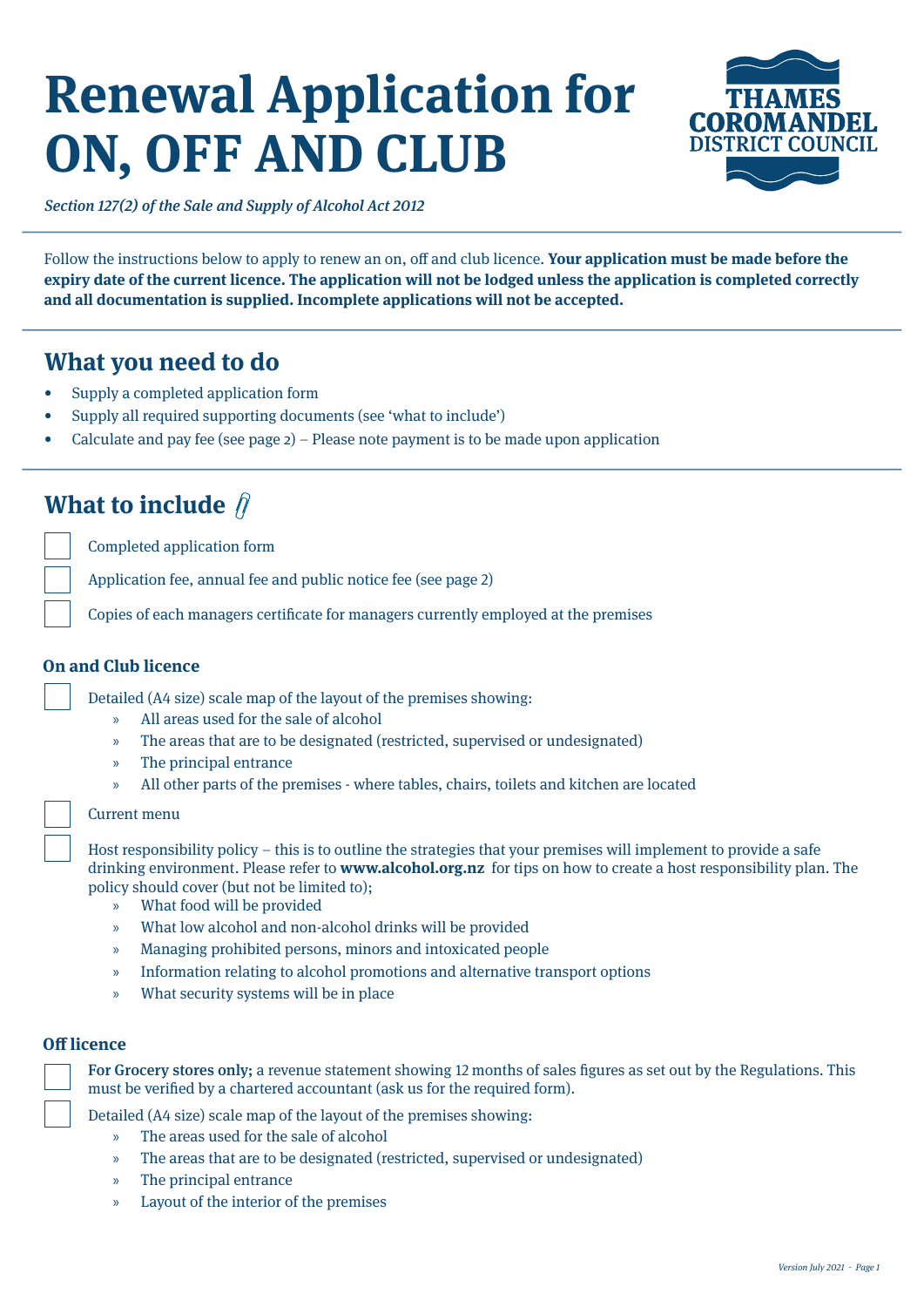# Renewal Application for ON, OFF AND CLUB

THAMES COROMANDEL DISTRICT COUNCIL

*Section 127(2) of the Sale and Supply of Alcohol Act 2012*

Follow the instructions below to apply to renew an on, off and club licence. **Your application must be made before the expiry date of the current licence. The application will not be lodged unless the application is completed correctly and all documentation is supplied. Incomplete applications will not be accepted.**

## What you need to do

- Supply a completed application form
- Supply all required supporting documents (see 'what to include')
- Calculate and pay fee (see page 2) – Please note payment is to be made upon application

## What to include

- [ ] Completed application form
- [ ] Application fee, annual fee and public notice fee (see page 2)
- [ ] Copies of each managers certificate for managers currently employed at the premises

### On and Club licence

- [ ] Detailed (A4 size) scale map of the layout of the premises showing:
  - » All areas used for the sale of alcohol
  - » The areas that are to be designated (restricted, supervised or undesignated)
  - » The principal entrance
  - » All other parts of the premises - where tables, chairs, toilets and kitchen are located
- [ ] Current menu
- [ ] Host responsibility policy – this is to outline the strategies that your premises will implement to provide a safe drinking environment. Please refer to **www.alcohol.org.nz** for tips on how to create a host responsibility plan. The policy should cover (but not be limited to);
  - » What food will be provided
  - » What low alcohol and non-alcohol drinks will be provided
  - » Managing prohibited persons, minors and intoxicated people
  - » Information relating to alcohol promotions and alternative transport options
  - » What security systems will be in place

### Off licence

- [ ] **For Grocery stores only;** a revenue statement showing 12 months of sales figures as set out by the Regulations. This must be verified by a chartered accountant (ask us for the required form).
- [ ] Detailed (A4 size) scale map of the layout of the premises showing:
  - » The areas used for the sale of alcohol
  - » The areas that are to be designated (restricted, supervised or undesignated)
  - » The principal entrance
  - » Layout of the interior of the premises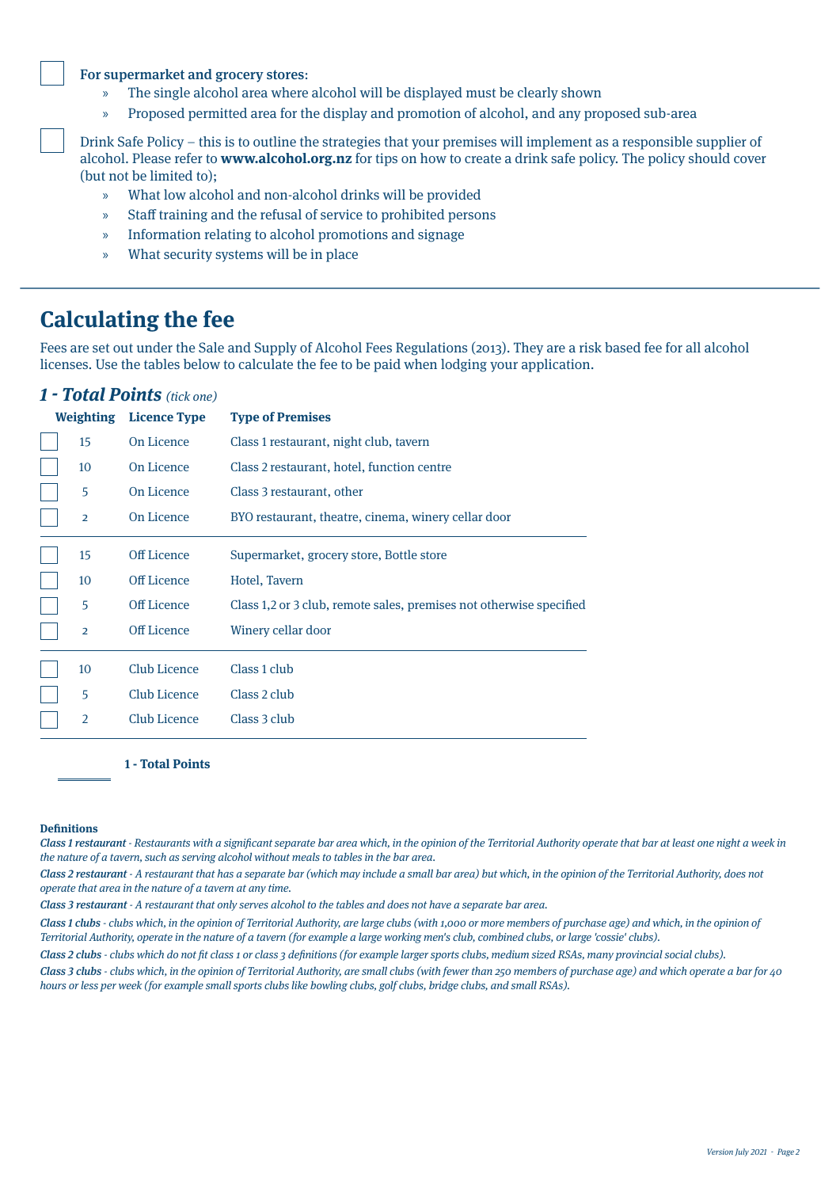- [ ] **For supermarket and grocery stores:**
    - The single alcohol area where alcohol will be displayed must be clearly shown
    - Proposed permitted area for the display and promotion of alcohol, and any proposed sub-area
- [ ] Drink Safe Policy – this is to outline the strategies that your premises will implement as a responsible supplier of alcohol. Please refer to **www.alcohol.org.nz** for tips on how to create a drink safe policy. The policy should cover (but not be limited to);
    - What low alcohol and non-alcohol drinks will be provided
    - Staff training and the refusal of service to prohibited persons
    - Information relating to alcohol promotions and signage
    - What security systems will be in place

---

# Calculating the fee

Fees are set out under the Sale and Supply of Alcohol Fees Regulations (2013). They are a risk based fee for all alcohol licenses. Use the tables below to calculate the fee to be paid when lodging your application.

## *1 - Total Points* *(tick one)*

| | Weighting | Licence Type | Type of Premises |
|---|---|---|---|
| ☐ | 15 | On Licence | Class 1 restaurant, night club, tavern |
| ☐ | 10 | On Licence | Class 2 restaurant, hotel, function centre |
| ☐ | 5 | On Licence | Class 3 restaurant, other |
| ☐ | 2 | On Licence | BYO restaurant, theatre, cinema, winery cellar door |
| ☐ | 15 | Off Licence | Supermarket, grocery store, Bottle store |
| ☐ | 10 | Off Licence | Hotel, Tavern |
| ☐ | 5 | Off Licence | Class 1,2 or 3 club, remote sales, premises not otherwise specified |
| ☐ | 2 | Off Licence | Winery cellar door |
| ☐ | 10 | Club Licence | Class 1 club |
| ☐ | 5 | Club Licence | Class 2 club |
| ☐ | 2 | Club Licence | Class 3 club |

________ **1 - Total Points**

**Definitions**

***Class 1 restaurant*** *- Restaurants with a significant separate bar area which, in the opinion of the Territorial Authority operate that bar at least one night a week in the nature of a tavern, such as serving alcohol without meals to tables in the bar area.*

***Class 2 restaurant*** *- A restaurant that has a separate bar (which may include a small bar area) but which, in the opinion of the Territorial Authority, does not operate that area in the nature of a tavern at any time.*

***Class 3 restaurant*** *- A restaurant that only serves alcohol to the tables and does not have a separate bar area.*

***Class 1 clubs*** *- clubs which, in the opinion of Territorial Authority, are large clubs (with 1,000 or more members of purchase age) and which, in the opinion of Territorial Authority, operate in the nature of a tavern (for example a large working men's club, combined clubs, or large 'cossie' clubs).*

***Class 2 clubs*** *- clubs which do not fit class 1 or class 3 definitions (for example larger sports clubs, medium sized RSAs, many provincial social clubs).*

***Class 3 clubs*** *- clubs which, in the opinion of Territorial Authority, are small clubs (with fewer than 250 members of purchase age) and which operate a bar for 40 hours or less per week (for example small sports clubs like bowling clubs, golf clubs, bridge clubs, and small RSAs).*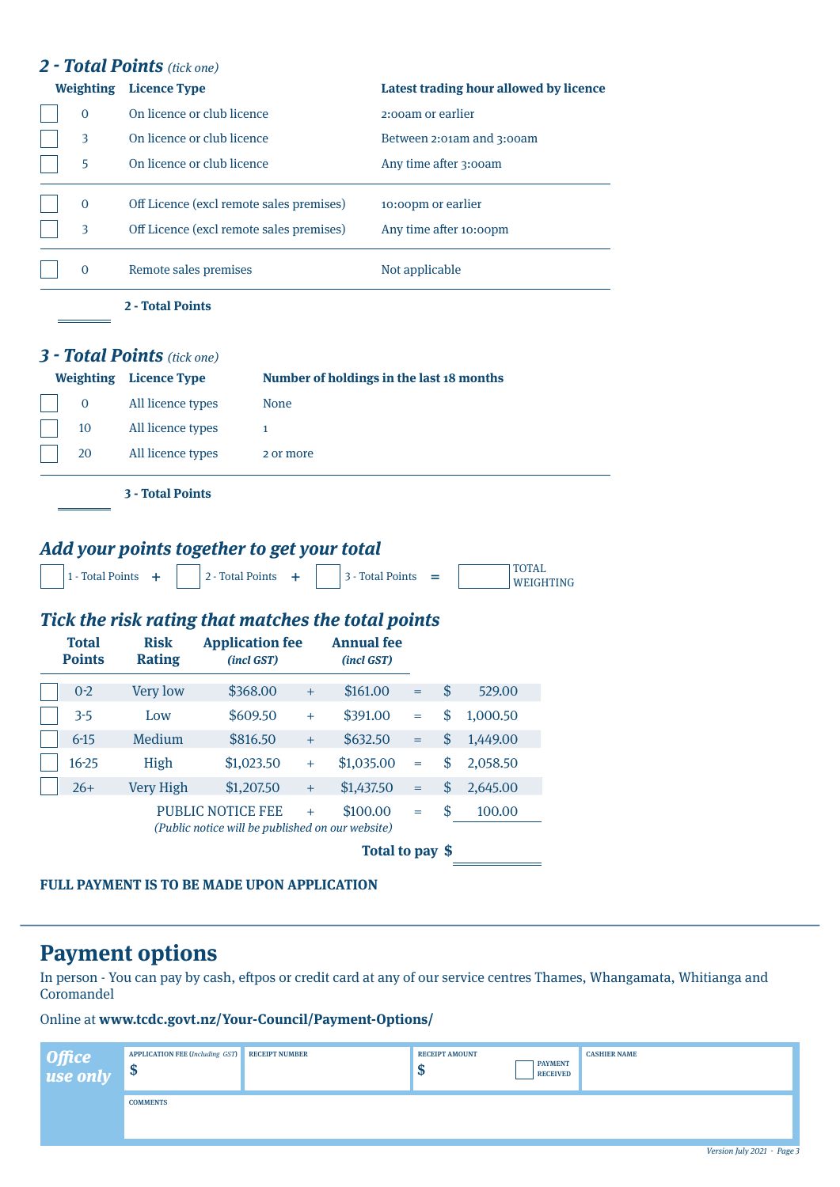## 2 - Total Points *(tick one)*

| | Weighting | Licence Type | Latest trading hour allowed by licence |
|---|---|---|---|
| ☐ | 0 | On licence or club licence | 2:00am or earlier |
| ☐ | 3 | On licence or club licence | Between 2:01am and 3:00am |
| ☐ | 5 | On licence or club licence | Any time after 3:00am |
| ☐ | 0 | Off Licence (excl remote sales premises) | 10:00pm or earlier |
| ☐ | 3 | Off Licence (excl remote sales premises) | Any time after 10:00pm |
| ☐ | 0 | Remote sales premises | Not applicable |

_______ **2 - Total Points**

## 3 - Total Points *(tick one)*

| | Weighting | Licence Type | Number of holdings in the last 18 months |
|---|---|---|---|
| ☐ | 0 | All licence types | None |
| ☐ | 10 | All licence types | 1 |
| ☐ | 20 | All licence types | 2 or more |

_______ **3 - Total Points**

## *Add your points together to get your total*

☐ 1 - Total Points + ☐ 2 - Total Points + ☐ 3 - Total Points = ☐ TOTAL WEIGHTING

## *Tick the risk rating that matches the total points*

| | Total Points | Risk Rating | Application fee *(incl GST)* | | Annual fee *(incl GST)* | | |
|---|---|---|---|---|---|---|---|
| ☐ | 0-2 | Very low | $368.00 | + | $161.00 | = | $ 529.00 |
| ☐ | 3-5 | Low | $609.50 | + | $391.00 | = | $ 1,000.50 |
| ☐ | 6-15 | Medium | $816.50 | + | $632.50 | = | $ 1,449.00 |
| ☐ | 16-25 | High | $1,023.50 | + | $1,035.00 | = | $ 2,058.50 |
| ☐ | 26+ | Very High | $1,207.50 | + | $1,437.50 | = | $ 2,645.00 |
| | | | PUBLIC NOTICE FEE | + | $100.00 | = | $ 100.00 |

*(Public notice will be published on our website)*

**Total to pay $** _______

**FULL PAYMENT IS TO BE MADE UPON APPLICATION**

# Payment options

In person - You can pay by cash, eftpos or credit card at any of our service centres Thames, Whangamata, Whitianga and Coromandel

Online at **www.tcdc.govt.nz/Your-Council/Payment-Options/**

***Office use only***

| APPLICATION FEE (*Including GST*) | RECEIPT NUMBER | RECEIPT AMOUNT | PAYMENT RECEIVED | CASHIER NAME |
|---|---|---|---|---|
| $ | | $ | ☐ | |

COMMENTS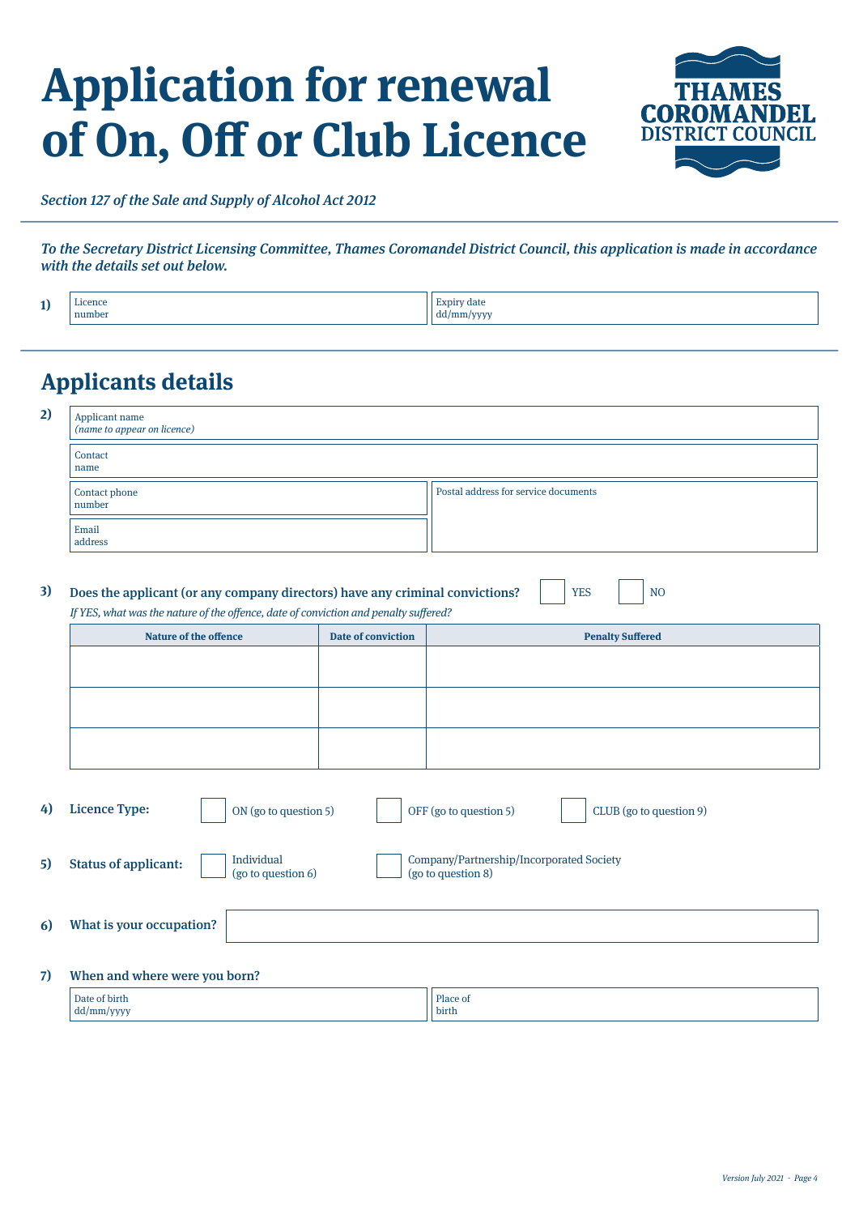# Application for renewal of On, Off or Club Licence

THAMES COROMANDEL DISTRICT COUNCIL

*Section 127 of the Sale and Supply of Alcohol Act 2012*

***To the Secretary District Licensing Committee, Thames Coromandel District Council, this application is made in accordance with the details set out below.***

**1)**

| Licence number | Expiry date dd/mm/yyyy |
|---|---|
| | |

## Applicants details

**2)**

| | |
|---|---|
| Applicant name *(name to appear on licence)* | |
| Contact name | |
| Contact phone number | Postal address for service documents |
| Email address | |

**3) Does the applicant (or any company directors) have any criminal convictions?** ☐ YES ☐ NO

*If YES, what was the nature of the offence, date of conviction and penalty suffered?*

| Nature of the offence | Date of conviction | Penalty Suffered |
|---|---|---|
| | | |
| | | |
| | | |

**4) Licence Type:** ☐ ON (go to question 5) ☐ OFF (go to question 5) ☐ CLUB (go to question 9)

**5) Status of applicant:** ☐ Individual (go to question 6) ☐ Company/Partnership/Incorporated Society (go to question 8)

**6) What is your occupation?** ____________________

**7) When and where were you born?**

| Date of birth dd/mm/yyyy | Place of birth |
|---|---|
| | |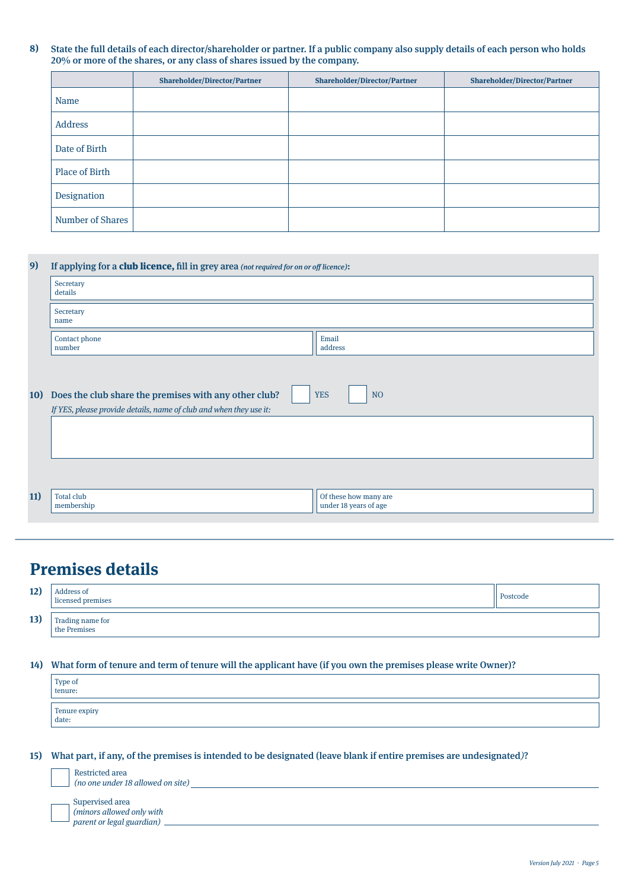**8)** **State the full details of each director/shareholder or partner. If a public company also supply details of each person who holds 20% or more of the shares, or any class of shares issued by the company.**

| | Shareholder/Director/Partner | Shareholder/Director/Partner | Shareholder/Director/Partner |
|---|---|---|---|
| Name | | | |
| Address | | | |
| Date of Birth | | | |
| Place of Birth | | | |
| Designation | | | |
| Number of Shares | | | |

**9)** **If applying for a club licence, fill in grey area** *(not required for on or off licence)*:

| | |
|---|---|
| Secretary details | |
| Secretary name | |
| Contact phone number | Email address |

**10)** **Does the club share the premises with any other club?** ☐ YES ☐ NO

*If YES, please provide details, name of club and when they use it:*

**11)**

| Total club membership | Of these how many are under 18 years of age |
|---|---|
| | |

# Premises details

**12)**

| Address of licensed premises | Postcode |
|---|---|
| | |

**13)** Trading name for the Premises

**14)** **What form of tenure and term of tenure will the applicant have (if you own the premises please write Owner)?**

Type of tenure:

Tenure expiry date:

**15)** **What part, if any, of the premises is intended to be designated (leave blank if entire premises are undesignated)?**

☐ Restricted area *(no one under 18 allowed on site)* ____________________

☐ Supervised area *(minors allowed only with parent or legal guardian)* ____________________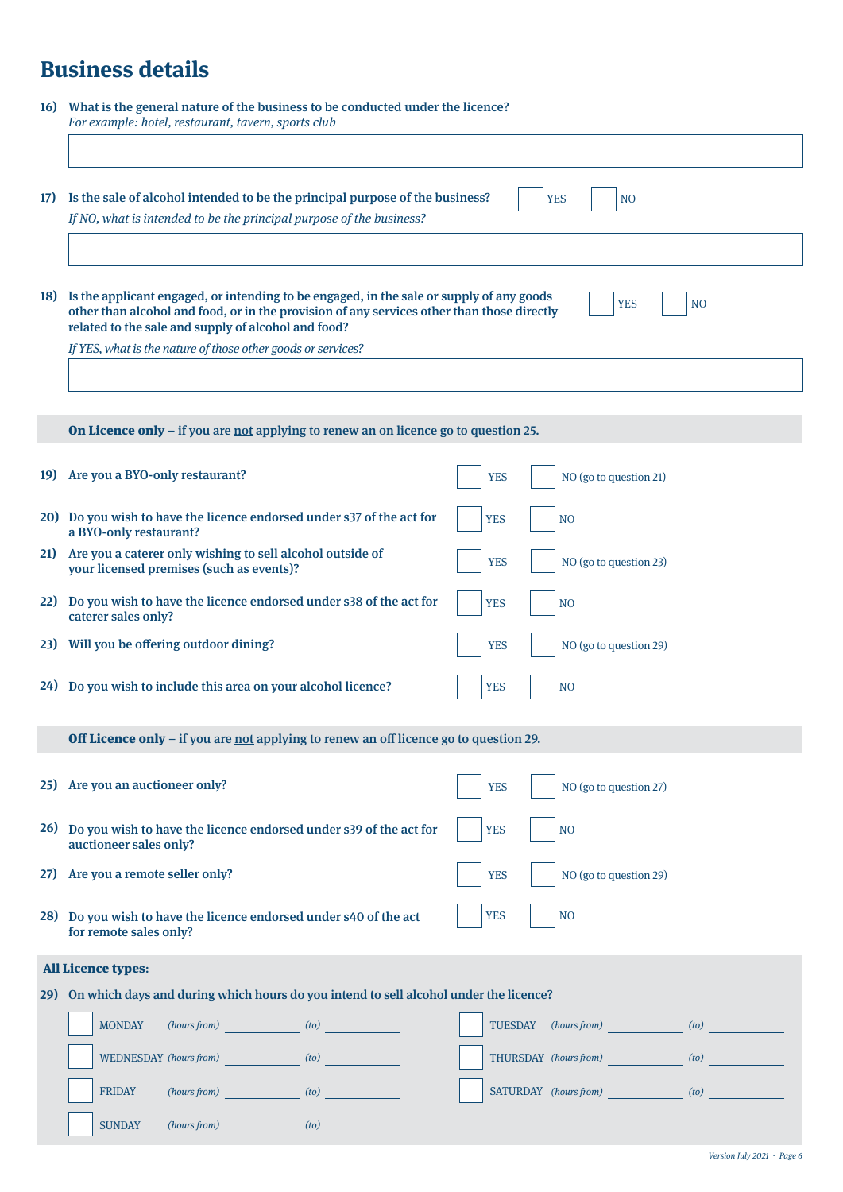# Business details

**16) What is the general nature of the business to be conducted under the licence?**
*For example: hotel, restaurant, tavern, sports club*

______________________________

**17) Is the sale of alcohol intended to be the principal purpose of the business?** ☐ YES ☐ NO

*If NO, what is intended to be the principal purpose of the business?*

______________________________

**18) Is the applicant engaged, or intending to be engaged, in the sale or supply of any goods other than alcohol and food, or in the provision of any services other than those directly related to the sale and supply of alcohol and food?** ☐ YES ☐ NO

*If YES, what is the nature of those other goods or services?*

______________________________

**On Licence only** – if you are not applying to renew an on licence go to question 25.

**19) Are you a BYO-only restaurant?** ☐ YES ☐ NO (go to question 21)

**20) Do you wish to have the licence endorsed under s37 of the act for a BYO-only restaurant?** ☐ YES ☐ NO

**21) Are you a caterer only wishing to sell alcohol outside of your licensed premises (such as events)?** ☐ YES ☐ NO (go to question 23)

**22) Do you wish to have the licence endorsed under s38 of the act for caterer sales only?** ☐ YES ☐ NO

**23) Will you be offering outdoor dining?** ☐ YES ☐ NO (go to question 29)

**24) Do you wish to include this area on your alcohol licence?** ☐ YES ☐ NO

**Off Licence only** – if you are not applying to renew an off licence go to question 29.

**25) Are you an auctioneer only?** ☐ YES ☐ NO (go to question 27)

**26) Do you wish to have the licence endorsed under s39 of the act for auctioneer sales only?** ☐ YES ☐ NO

**27) Are you a remote seller only?** ☐ YES ☐ NO (go to question 29)

**28) Do you wish to have the licence endorsed under s40 of the act for remote sales only?** ☐ YES ☐ NO

**All Licence types:**

**29) On which days and during which hours do you intend to sell alcohol under the licence?**

☐ MONDAY *(hours from)* __________ *(to)* __________

☐ TUESDAY *(hours from)* __________ *(to)* __________

☐ WEDNESDAY *(hours from)* __________ *(to)* __________

☐ THURSDAY *(hours from)* __________ *(to)* __________

☐ FRIDAY *(hours from)* __________ *(to)* __________

☐ SATURDAY *(hours from)* __________ *(to)* __________

☐ SUNDAY *(hours from)* __________ *(to)* __________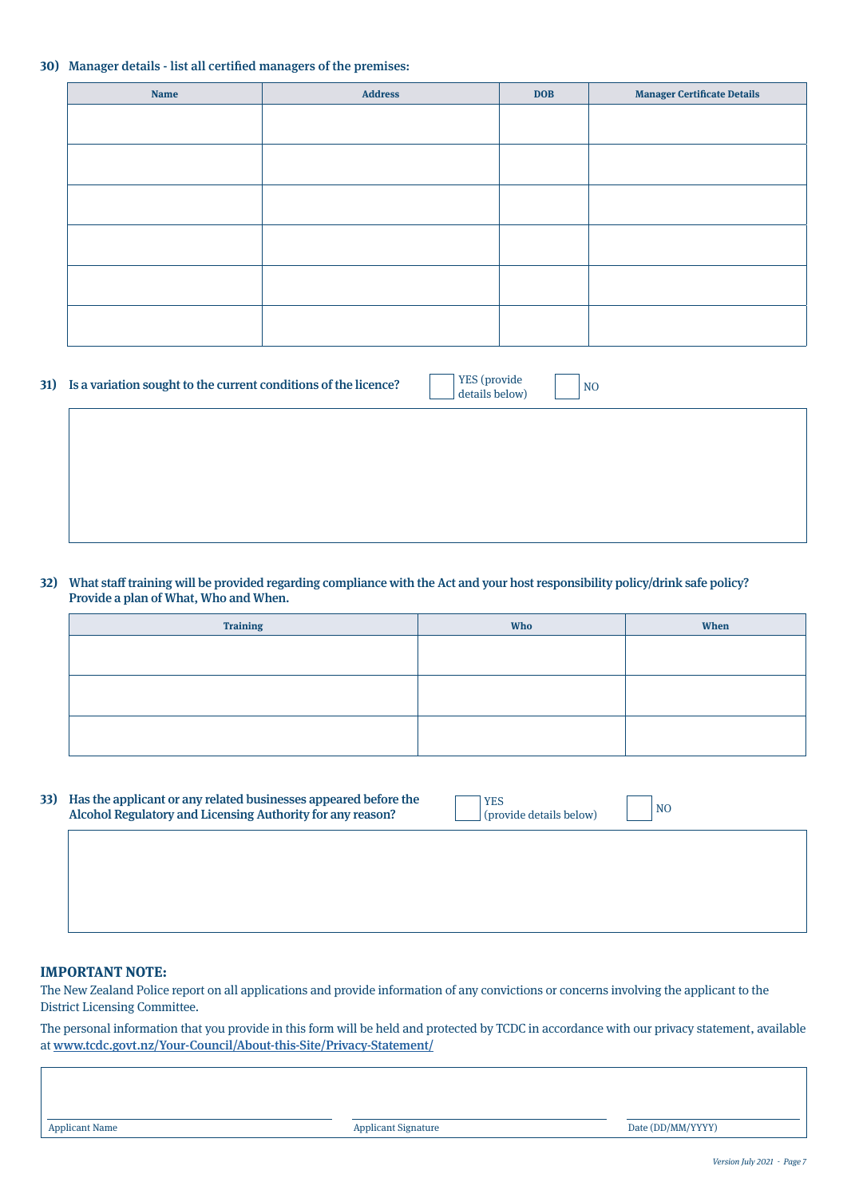**30) Manager details - list all certified managers of the premises:**

| Name | Address | DOB | Manager Certificate Details |
|---|---|---|---|
| | | | |
| | | | |
| | | | |
| | | | |
| | | | |
| | | | |

**31) Is a variation sought to the current conditions of the licence?**

☐ YES (provide details below) ☐ NO

**32) What staff training will be provided regarding compliance with the Act and your host responsibility policy/drink safe policy? Provide a plan of What, Who and When.**

| Training | Who | When |
|---|---|---|
| | | |
| | | |
| | | |

**33) Has the applicant or any related businesses appeared before the Alcohol Regulatory and Licensing Authority for any reason?**

☐ YES (provide details below) ☐ NO

## IMPORTANT NOTE:

The New Zealand Police report on all applications and provide information of any convictions or concerns involving the applicant to the District Licensing Committee.

The personal information that you provide in this form will be held and protected by TCDC in accordance with our privacy statement, available at www.tcdc.govt.nz/Your-Council/About-this-Site/Privacy-Statement/

| Applicant Name | Applicant Signature | Date (DD/MM/YYYY) |
|---|---|---|
| | | |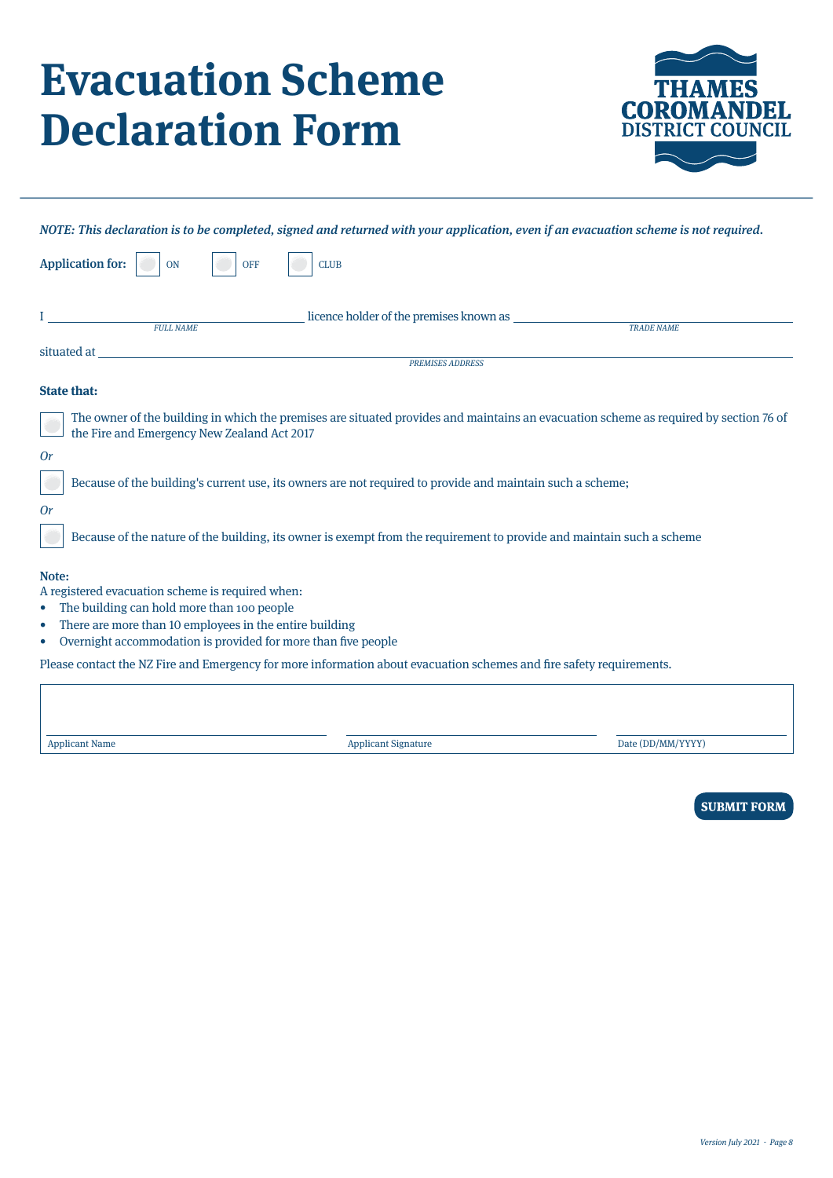# Evacuation Scheme Declaration Form

THAMES COROMANDEL DISTRICT COUNCIL

*NOTE: This declaration is to be completed, signed and returned with your application, even if an evacuation scheme is not required.*

**Application for:** ☐ ON ☐ OFF ☐ CLUB

I ______________________ licence holder of the premises known as ______________________
*FULL NAME* *TRADE NAME*

situated at ______________________________________________
*PREMISES ADDRESS*

**State that:**

☐ The owner of the building in which the premises are situated provides and maintains an evacuation scheme as required by section 76 of the Fire and Emergency New Zealand Act 2017

*Or*

☐ Because of the building's current use, its owners are not required to provide and maintain such a scheme;

*Or*

☐ Because of the nature of the building, its owner is exempt from the requirement to provide and maintain such a scheme

**Note:**

A registered evacuation scheme is required when:

- The building can hold more than 100 people
- There are more than 10 employees in the entire building
- Overnight accommodation is provided for more than five people

Please contact the NZ Fire and Emergency for more information about evacuation schemes and fire safety requirements.

| Applicant Name | Applicant Signature | Date (DD/MM/YYYY) |
|---|---|---|
| | | |

**SUBMIT FORM**

*Version July 2021*